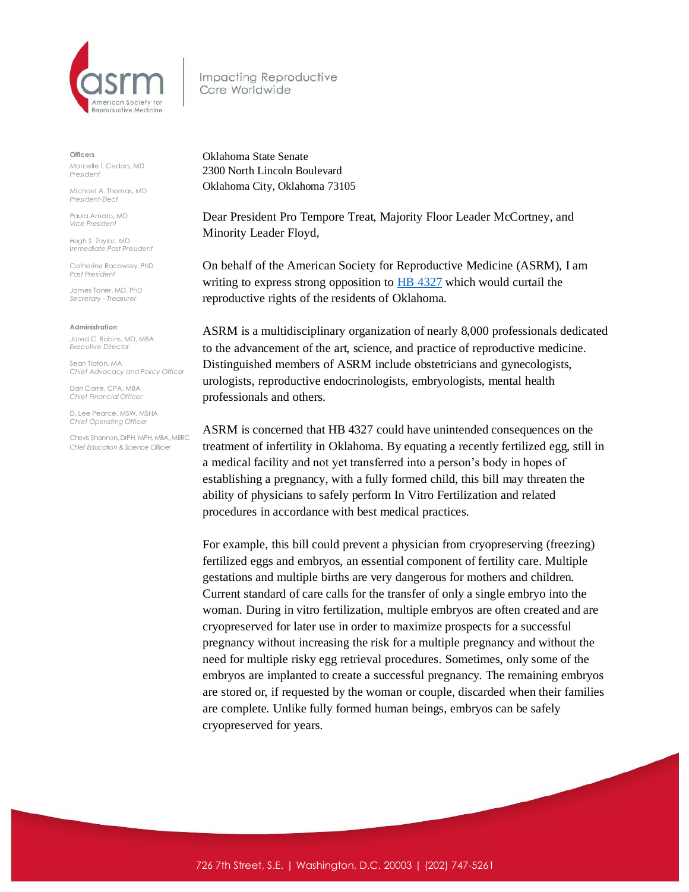ASRM — American Society for Reproductive Medicine

Impacting Reproductive Care Worldwide

**Officers**

Marcelle I. Cedars, MD
*President*

Michael A. Thomas, MD
*President-Elect*

Paula Amato, MD
*Vice President*

Hugh S. Taylor, MD
*Immediate Past President*

Catherine Racowsky, PhD
*Past President*

James Toner, MD, PhD
*Secretary - Treasurer*

**Administration**

Jared C. Robins, MD, MBA
*Executive Director*

Sean Tipton, MA
*Chief Advocacy and Policy Officer*

Dan Carre, CPA, MBA
*Chief Financial Officer*

D. Lee Pearce, MSW, MSHA
*Chief Operating Officer*

Chevis Shannon, DrPH, MPH, MBA, MERC
*Chief Education & Science Officer*

Oklahoma State Senate
2300 North Lincoln Boulevard
Oklahoma City, Oklahoma 73105

Dear President Pro Tempore Treat, Majority Floor Leader McCortney, and Minority Leader Floyd,

On behalf of the American Society for Reproductive Medicine (ASRM), I am writing to express strong opposition to [HB 4327]() which would curtail the reproductive rights of the residents of Oklahoma.

ASRM is a multidisciplinary organization of nearly 8,000 professionals dedicated to the advancement of the art, science, and practice of reproductive medicine. Distinguished members of ASRM include obstetricians and gynecologists, urologists, reproductive endocrinologists, embryologists, mental health professionals and others.

ASRM is concerned that HB 4327 could have unintended consequences on the treatment of infertility in Oklahoma. By equating a recently fertilized egg, still in a medical facility and not yet transferred into a person's body in hopes of establishing a pregnancy, with a fully formed child, this bill may threaten the ability of physicians to safely perform In Vitro Fertilization and related procedures in accordance with best medical practices.

For example, this bill could prevent a physician from cryopreserving (freezing) fertilized eggs and embryos, an essential component of fertility care. Multiple gestations and multiple births are very dangerous for mothers and children. Current standard of care calls for the transfer of only a single embryo into the woman. During in vitro fertilization, multiple embryos are often created and are cryopreserved for later use in order to maximize prospects for a successful pregnancy without increasing the risk for a multiple pregnancy and without the need for multiple risky egg retrieval procedures. Sometimes, only some of the embryos are implanted to create a successful pregnancy. The remaining embryos are stored or, if requested by the woman or couple, discarded when their families are complete. Unlike fully formed human beings, embryos can be safely cryopreserved for years.

726 7th Street, S.E. | Washington, D.C. 20003 | (202) 747-5261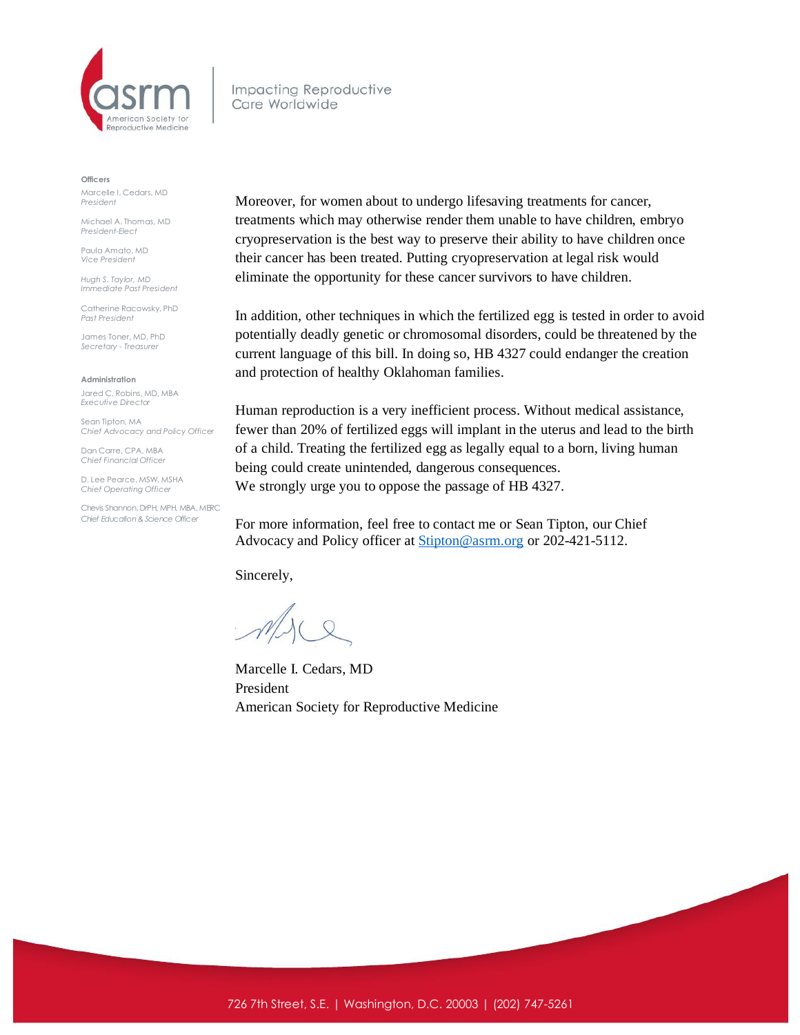Officers

Marcelle I. Cedars, MD
*President*

Michael A. Thomas, MD
*President-Elect*

Paula Amato, MD
*Vice President*

Hugh S. Taylor, MD
*Immediate Past President*

Catherine Racowsky, PhD
*Past President*

James Toner, MD, PhD
*Secretary - Treasurer*

Administration

Jared C. Robins, MD, MBA
*Executive Director*

Sean Tipton, MA
*Chief Advocacy and Policy Officer*

Dan Carre, CPA, MBA
*Chief Financial Officer*

D. Lee Pearce, MSW, MSHA
*Chief Operating Officer*

Chevis Shannon, DrPH, MPH, MBA, MERC
*Chief Education & Science Officer*

Moreover, for women about to undergo lifesaving treatments for cancer, treatments which may otherwise render them unable to have children, embryo cryopreservation is the best way to preserve their ability to have children once their cancer has been treated. Putting cryopreservation at legal risk would eliminate the opportunity for these cancer survivors to have children.

In addition, other techniques in which the fertilized egg is tested in order to avoid potentially deadly genetic or chromosomal disorders, could be threatened by the current language of this bill. In doing so, HB 4327 could endanger the creation and protection of healthy Oklahoman families.

Human reproduction is a very inefficient process. Without medical assistance, fewer than 20% of fertilized eggs will implant in the uterus and lead to the birth of a child. Treating the fertilized egg as legally equal to a born, living human being could create unintended, dangerous consequences.
We strongly urge you to oppose the passage of HB 4327.

For more information, feel free to contact me or Sean Tipton, our Chief Advocacy and Policy officer at Stipton@asrm.org or 202-421-5112.

Sincerely,

Marcelle I. Cedars, MD
President
American Society for Reproductive Medicine

726 7th Street, S.E. | Washington, D.C. 20003 | (202) 747-5261